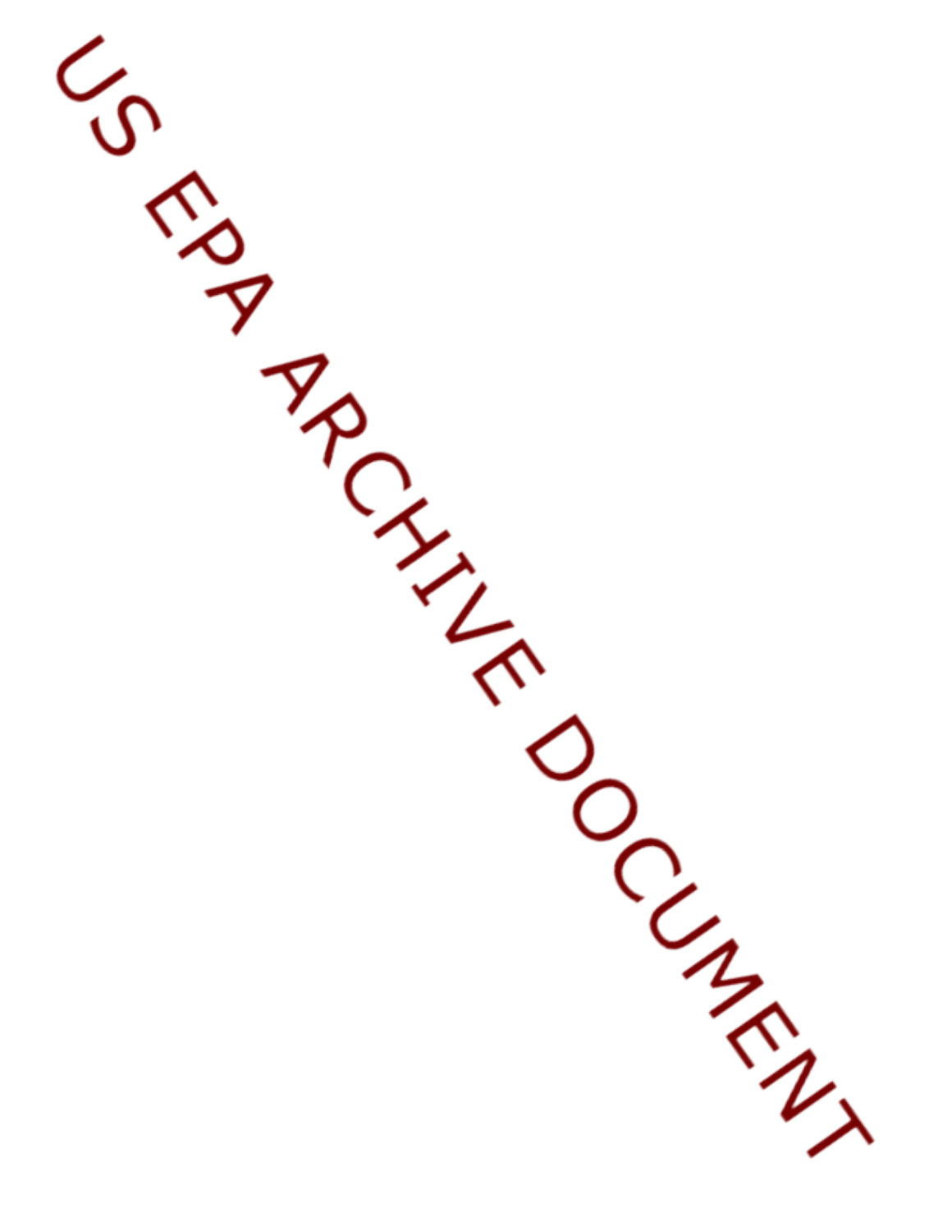US EPA ARCHIVE DOCUMENT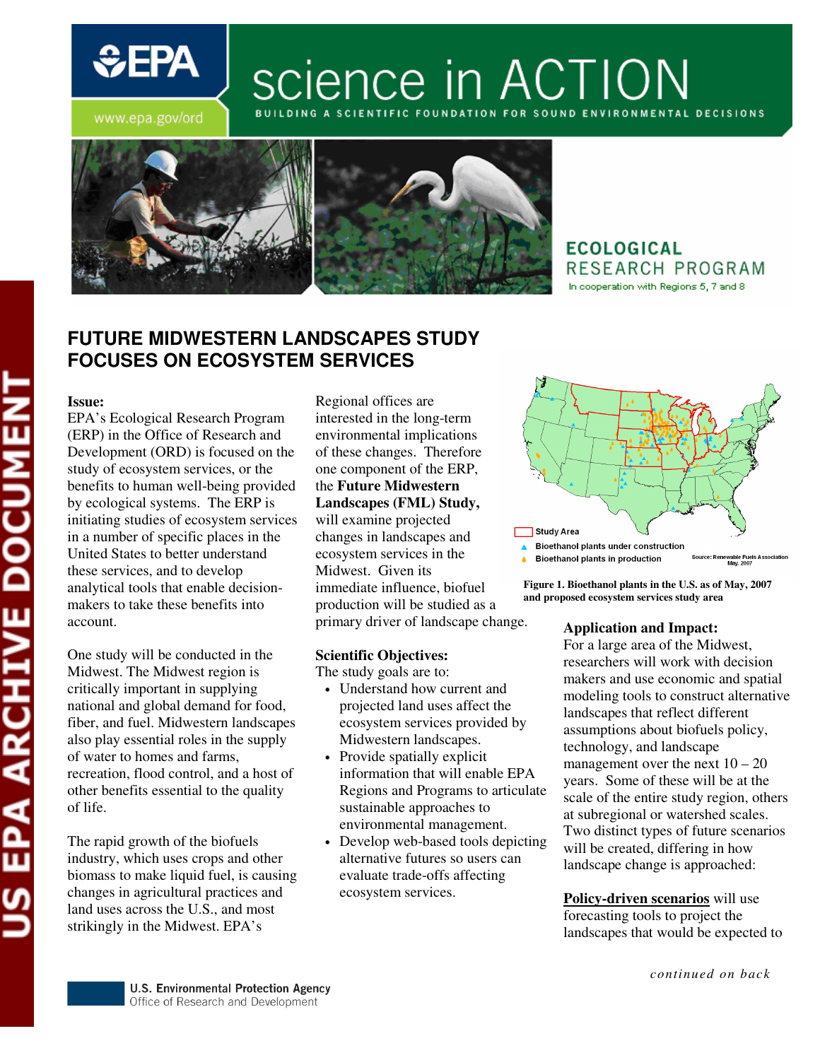# science in ACTION

BUILDING A SCIENTIFIC FOUNDATION FOR SOUND ENVIRONMENTAL DECISIONS

www.epa.gov/ord

ECOLOGICAL RESEARCH PROGRAM

In cooperation with Regions 5, 7 and 8

## FUTURE MIDWESTERN LANDSCAPES STUDY FOCUSES ON ECOSYSTEM SERVICES

**Issue:**

EPA's Ecological Research Program (ERP) in the Office of Research and Development (ORD) is focused on the study of ecosystem services, or the benefits to human well-being provided by ecological systems. The ERP is initiating studies of ecosystem services in a number of specific places in the United States to better understand these services, and to develop analytical tools that enable decision-makers to take these benefits into account.

One study will be conducted in the Midwest. The Midwest region is critically important in supplying national and global demand for food, fiber, and fuel. Midwestern landscapes also play essential roles in the supply of water to homes and farms, recreation, flood control, and a host of other benefits essential to the quality of life.

The rapid growth of the biofuels industry, which uses crops and other biomass to make liquid fuel, is causing changes in agricultural practices and land uses across the U.S., and most strikingly in the Midwest. EPA's Regional offices are interested in the long-term environmental implications of these changes. Therefore one component of the ERP, the **Future Midwestern Landscapes (FML) Study,** will examine projected changes in landscapes and ecosystem services in the Midwest. Given its immediate influence, biofuel production will be studied as a primary driver of landscape change.

**Scientific Objectives:**

The study goals are to:

- Understand how current and projected land uses affect the ecosystem services provided by Midwestern landscapes.
- Provide spatially explicit information that will enable EPA Regions and Programs to articulate sustainable approaches to environmental management.
- Develop web-based tools depicting alternative futures so users can evaluate trade-offs affecting ecosystem services.

Study Area
Bioethanol plants under construction
Bioethanol plants in production
Source: Renewable Fuels Association May, 2007

**Figure 1. Bioethanol plants in the U.S. as of May, 2007 and proposed ecosystem services study area**

**Application and Impact:**

For a large area of the Midwest, researchers will work with decision makers and use economic and spatial modeling tools to construct alternative landscapes that reflect different assumptions about biofuels policy, technology, and landscape management over the next 10 – 20 years. Some of these will be at the scale of the entire study region, others at subregional or watershed scales. Two distinct types of future scenarios will be created, differing in how landscape change is approached:

**Policy-driven scenarios** will use forecasting tools to project the landscapes that would be expected to

*continued on back*

U.S. Environmental Protection Agency
Office of Research and Development

US EPA ARCHIVE DOCUMENT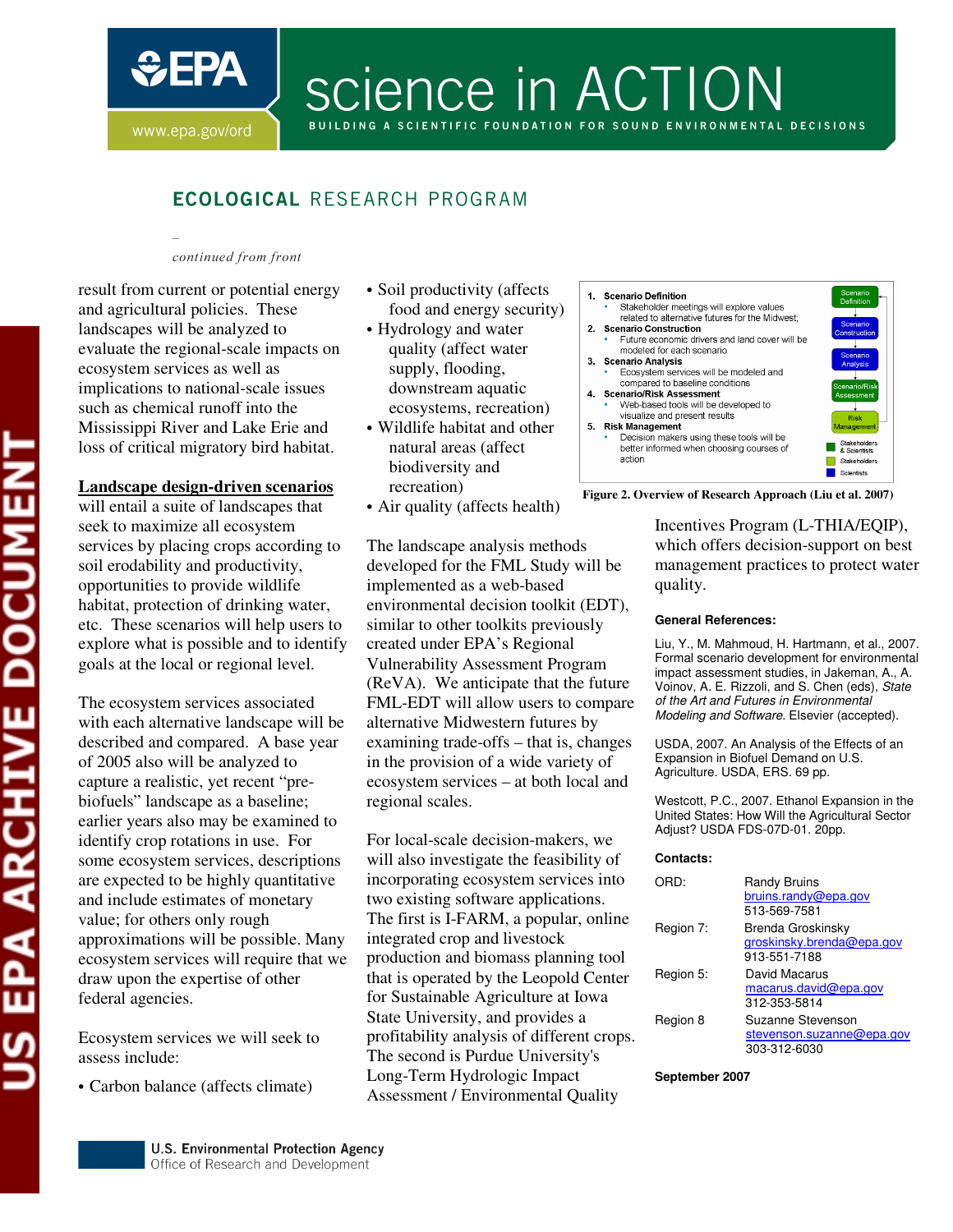# ECOLOGICAL RESEARCH PROGRAM

*continued from front*

result from current or potential energy and agricultural policies. These landscapes will be analyzed to evaluate the regional-scale impacts on ecosystem services as well as implications to national-scale issues such as chemical runoff into the Mississippi River and Lake Erie and loss of critical migratory bird habitat.

**Landscape design-driven scenarios** will entail a suite of landscapes that seek to maximize all ecosystem services by placing crops according to soil erodability and productivity, opportunities to provide wildlife habitat, protection of drinking water, etc. These scenarios will help users to explore what is possible and to identify goals at the local or regional level.

The ecosystem services associated with each alternative landscape will be described and compared. A base year of 2005 also will be analyzed to capture a realistic, yet recent "pre-biofuels" landscape as a baseline; earlier years also may be examined to identify crop rotations in use. For some ecosystem services, descriptions are expected to be highly quantitative and include estimates of monetary value; for others only rough approximations will be possible. Many ecosystem services will require that we draw upon the expertise of other federal agencies.

Ecosystem services we will seek to assess include:

- Carbon balance (affects climate)
- Soil productivity (affects food and energy security)
- Hydrology and water quality (affect water supply, flooding, downstream aquatic ecosystems, recreation)
- Wildlife habitat and other natural areas (affect biodiversity and recreation)
- Air quality (affects health)

The landscape analysis methods developed for the FML Study will be implemented as a web-based environmental decision toolkit (EDT), similar to other toolkits previously created under EPA's Regional Vulnerability Assessment Program (ReVA). We anticipate that the future FML-EDT will allow users to compare alternative Midwestern futures by examining trade-offs – that is, changes in the provision of a wide variety of ecosystem services – at both local and regional scales.

For local-scale decision-makers, we will also investigate the feasibility of incorporating ecosystem services into two existing software applications. The first is I-FARM, a popular, online integrated crop and livestock production and biomass planning tool that is operated by the Leopold Center for Sustainable Agriculture at Iowa State University, and provides a profitability analysis of different crops. The second is Purdue University's Long-Term Hydrologic Impact Assessment / Environmental Quality Incentives Program (L-THIA/EQIP), which offers decision-support on best management practices to protect water quality.

1. **Scenario Definition**
   - Stakeholder meetings will explore values related to alternative futures for the Midwest;
2. **Scenario Construction**
   - Future economic drivers and land cover will be modeled for each scenario
3. **Scenario Analysis**
   - Ecosystem services will be modeled and compared to baseline conditions
4. **Scenario/Risk Assessment**
   - Web-based tools will be developed to visualize and present results
5. **Risk Management**
   - Decision makers using these tools will be better informed when choosing courses of action

Scenario Definition
Scenario Construction
Scenario Analysis
Scenario/Risk Assessment
Risk Management

Stakeholders & Scientists
Stakeholders
Scientists

**Figure 2. Overview of Research Approach (Liu et al. 2007)**

### General References:

Liu, Y., M. Mahmoud, H. Hartmann, et al., 2007. Formal scenario development for environmental impact assessment studies, in Jakeman, A., A. Voinov, A. E. Rizzoli, and S. Chen (eds), *State of the Art and Futures in Environmental Modeling and Software.* Elsevier (accepted).

USDA, 2007. An Analysis of the Effects of an Expansion in Biofuel Demand on U.S. Agriculture. USDA, ERS. 69 pp.

Westcott, P.C., 2007. Ethanol Expansion in the United States: How Will the Agricultural Sector Adjust? USDA FDS-07D-01. 20pp.

### Contacts:

| | |
|---|---|
| ORD: | Randy Bruins<br>bruins.randy@epa.gov<br>513-569-7581 |
| Region 7: | Brenda Groskinsky<br>groskinsky.brenda@epa.gov<br>913-551-7188 |
| Region 5: | David Macarus<br>macarus.david@epa.gov<br>312-353-5814 |
| Region 8 | Suzanne Stevenson<br>stevenson.suzanne@epa.gov<br>303-312-6030 |

**September 2007**